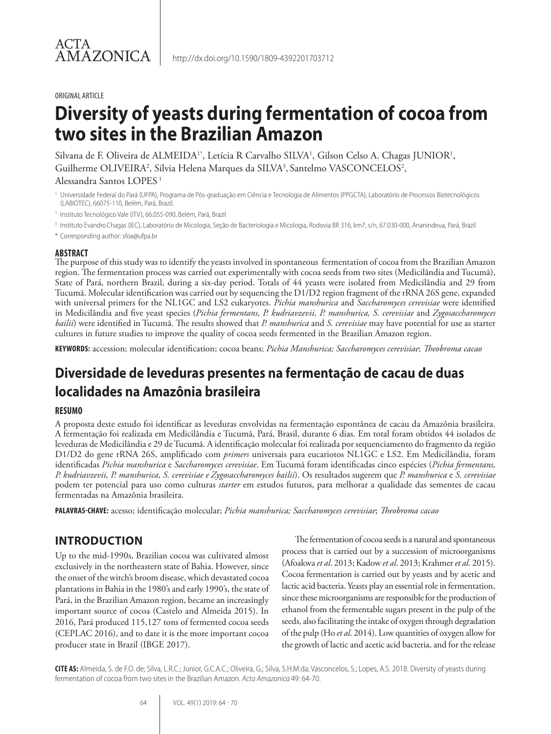ACTA AMAZONICA

http://dx.doi.org/10.1590/1809-4392201703712

ORIGINAL ARTICLE

# Diversity of yeasts during fermentation of cocoa from two sites in the Brazilian Amazon

Silvana de F. Oliveira de ALMEIDA[1*], Letícia R Carvalho SILVA[1], Gilson Celso A. Chagas JUNIOR[1], Guilherme OLIVEIRA[2], Silvia Helena Marques da SILVA[3], Santelmo VASCONCELOS[2], Alessandra Santos LOPES[1]

[1] Universidade Federal do Pará (UFPA), Programa de Pós-graduação em Ciência e Tecnologia de Alimentos (PPGCTA), Laboratório de Processos Biotecnológicos (LABIOTEC), 66075-110, Belém, Pará, Brazil.

[2] Instituto Tecnológico Vale (ITV), 66.055-090, Belém, Pará, Brazil

[3] Instituto Evandro Chagas (IEC), Laboratório de Micologia, Seção de Bacteriologia e Micologia, Rodovia BR 316, km7, s/n, 67.030-000, Ananindeua, Pará, Brazil

* Corresponding author: sfoa@ufpa.br

## ABSTRACT

The purpose of this study was to identify the yeasts involved in spontaneous fermentation of cocoa from the Brazilian Amazon region. The fermentation process was carried out experimentally with cocoa seeds from two sites (Medicilândia and Tucumã), State of Pará, northern Brazil, during a six-day period. Totals of 44 yeasts were isolated from Medicilândia and 29 from Tucumã. Molecular identification was carried out by sequencing the D1/D2 region fragment of the rRNA 26S gene, expanded with universal primers for the NL1GC and LS2 eukaryotes. *Pichia manshurica* and *Saccharomyces cerevisiae* were identified in Medicilândia and five yeast species (*Pichia fermentans, P. kudriavzevii, P. manshurica, S. cerevisiae* and *Zygosaccharomyces bailii*) were identified in Tucumã. The results showed that *P. manshurica* and *S. cerevisiae* may have potential for use as starter cultures in future studies to improve the quality of cocoa seeds fermented in the Brazilian Amazon region.

**KEYWORDS:** accession; molecular identification; cocoa beans; *Pichia Manshurica; Saccharomyces cerevisiae*; *Theobroma cacao*

# Diversidade de leveduras presentes na fermentação de cacau de duas localidades na Amazônia brasileira

## RESUMO

A proposta deste estudo foi identificar as leveduras envolvidas na fermentação espontânea de cacau da Amazônia brasileira. A fermentação foi realizada em Medicilândia e Tucumã, Pará, Brasil, durante 6 dias. Em total foram obtidos 44 isolados de leveduras de Medicilândia e 29 de Tucumã. A identificação molecular foi realizada por sequenciamento do fragmento da região D1/D2 do gene rRNA 26S, amplificado com *primers* universais para eucariotos NL1GC e LS2. Em Medicilândia, foram identificadas *Pichia manshurica* e *Saccharomyces cerevisiae*. Em Tucumã foram identificadas cinco espécies (*Pichia fermentans, P. kudriavzevii, P. manshurica, S. cerevisiae e Zygosaccharomyces bailii*). Os resultados sugerem que *P. manshurica* e *S. cerevisiae* podem ter potencial para uso como culturas *starter* em estudos futuros, para melhorar a qualidade das sementes de cacau fermentadas na Amazônia brasileira.

**PALAVRAS-CHAVE:** acesso; identificação molecular; *Pichia manshurica; Saccharomyces cerevisiae*; *Theobroma cacao*

## INTRODUCTION

Up to the mid-1990s, Brazilian cocoa was cultivated almost exclusively in the northeastern state of Bahia. However, since the onset of the witch's broom disease, which devastated cocoa plantations in Bahia in the 1980's and early 1990's, the state of Pará, in the Brazilian Amazon region, became an increasingly important source of cocoa (Castelo and Almeida 2015). In 2016, Pará produced 115,127 tons of fermented cocoa seeds (CEPLAC 2016), and to date it is the more important cocoa producer state in Brazil (IBGE 2017).

The fermentation of cocoa seeds is a natural and spontaneous process that is carried out by a succession of microorganisms (Afoakwa *et al*. 2013; Kadow *et al*. 2013; Krahmer *et al*. 2015). Cocoa fermentation is carried out by yeasts and by acetic and lactic acid bacteria. Yeasts play an essential role in fermentation, since these microorganisms are responsible for the production of ethanol from the fermentable sugars present in the pulp of the seeds, also facilitating the intake of oxygen through degradation of the pulp (Ho *et al*. 2014). Low quantities of oxygen allow for the growth of lactic and acetic acid bacteria, and for the release

**CITE AS:** Almeida, S. de F.O. de; Silva, L.R.C.; Junior, G.C.A.C.; Oliveira, G.; Silva, S.H.M.da; Vasconcelos, S.; Lopes, A.S. 2018. Diversity of yeasts during fermentation of cocoa from two sites in the Brazilian Amazon. *Acta Amazonica* 49: 64-70.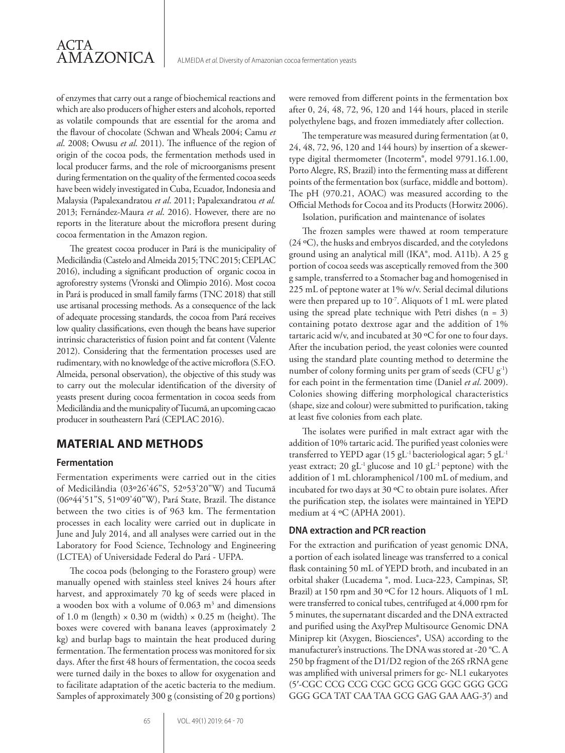of enzymes that carry out a range of biochemical reactions and which are also producers of higher esters and alcohols, reported as volatile compounds that are essential for the aroma and the flavour of chocolate (Schwan and Wheals 2004; Camu *et al*. 2008; Owusu *et al*. 2011). The influence of the region of origin of the cocoa pods, the fermentation methods used in local producer farms, and the role of microorganisms present during fermentation on the quality of the fermented cocoa seeds have been widely investigated in Cuba, Ecuador, Indonesia and Malaysia (Papalexandratou *et al*. 2011; Papalexandratou *et al*. 2013; Fernández-Maura *et al*. 2016). However, there are no reports in the literature about the microflora present during cocoa fermentation in the Amazon region.

The greatest cocoa producer in Pará is the municipality of Medicilândia (Castelo and Almeida 2015; TNC 2015; CEPLAC 2016), including a significant production of organic cocoa in agroforestry systems (Vronski and Olimpio 2016). Most cocoa in Pará is produced in small family farms (TNC 2018) that still use artisanal processing methods. As a consequence of the lack of adequate processing standards, the cocoa from Pará receives low quality classifications, even though the beans have superior intrinsic characteristics of fusion point and fat content (Valente 2012). Considering that the fermentation processes used are rudimentary, with no knowledge of the active microflora (S.F.O. Almeida, personal observation), the objective of this study was to carry out the molecular identification of the diversity of yeasts present during cocoa fermentation in cocoa seeds from Medicilândia and the municpality of Tucumã, an upcoming cacao producer in southeastern Pará (CEPLAC 2016).

## MATERIAL AND METHODS

### Fermentation

Fermentation experiments were carried out in the cities of Medicilândia (03º26'46"S, 52º53'20"W) and Tucumã (06º44'51"S, 51º09'40"W), Pará State, Brazil. The distance between the two cities is of 963 km. The fermentation processes in each locality were carried out in duplicate in June and July 2014, and all analyses were carried out in the Laboratory for Food Science, Technology and Engineering (LCTEA) of Universidade Federal do Pará - UFPA.

The cocoa pods (belonging to the Forastero group) were manually opened with stainless steel knives 24 hours after harvest, and approximately 70 kg of seeds were placed in a wooden box with a volume of 0.063 $m^3$ and dimensions of 1.0 m (length) × 0.30 m (width) × 0.25 m (height). The boxes were covered with banana leaves (approximately 2 kg) and burlap bags to maintain the heat produced during fermentation. The fermentation process was monitored for six days. After the first 48 hours of fermentation, the cocoa seeds were turned daily in the boxes to allow for oxygenation and to facilitate adaptation of the acetic bacteria to the medium. Samples of approximately 300 g (consisting of 20 g portions) were removed from different points in the fermentation box after 0, 24, 48, 72, 96, 120 and 144 hours, placed in sterile polyethylene bags, and frozen immediately after collection.

The temperature was measured during fermentation (at 0, 24, 48, 72, 96, 120 and 144 hours) by insertion of a skewer-type digital thermometer (Incoterm®, model 9791.16.1.00, Porto Alegre, RS, Brazil) into the fermenting mass at different points of the fermentation box (surface, middle and bottom). The pH (970.21, AOAC) was measured according to the Official Methods for Cocoa and its Products (Horwitz 2006).

### Isolation, purification and maintenance of isolates

The frozen samples were thawed at room temperature (24 ºC), the husks and embryos discarded, and the cotyledons ground using an analytical mill (IKA®, mod. A11b). A 25 g portion of cocoa seeds was asceptically removed from the 300 g sample, transferred to a Stomacher bag and homogenised in 225 mL of peptone water at 1% w/v. Serial decimal dilutions were then prepared up to $10^{-7}$. Aliquots of 1 mL were plated using the spread plate technique with Petri dishes (n = 3) containing potato dextrose agar and the addition of 1% tartaric acid w/v, and incubated at 30 ºC for one to four days. After the incubation period, the yeast colonies were counted using the standard plate counting method to determine the number of colony forming units per gram of seeds (CFU $g^{-1}$) for each point in the fermentation time (Daniel *et al*. 2009). Colonies showing differing morphological characteristics (shape, size and colour) were submitted to purification, taking at least five colonies from each plate.

The isolates were purified in malt extract agar with the addition of 10% tartaric acid. The purified yeast colonies were transferred to YEPD agar (15 $gL^{-1}$ bacteriological agar; 5 $gL^{-1}$ yeast extract; 20 $gL^{-1}$ glucose and 10 $gL^{-1}$ peptone) with the addition of 1 mL chloramphenicol /100 mL of medium, and incubated for two days at 30 ºC to obtain pure isolates. After the purification step, the isolates were maintained in YEPD medium at 4 ºC (APHA 2001).

### DNA extraction and PCR reaction

For the extraction and purification of yeast genomic DNA, a portion of each isolated lineage was transferred to a conical flask containing 50 mL of YEPD broth, and incubated in an orbital shaker (Lucadema ®, mod. Luca-223, Campinas, SP, Brazil) at 150 rpm and 30 ºC for 12 hours. Aliquots of 1 mL were transferred to conical tubes, centrifuged at 4,000 rpm for 5 minutes, the supernatant discarded and the DNA extracted and purified using the AxyPrep Multisource Genomic DNA Miniprep kit (Axygen, Biosciences®, USA) according to the manufacturer's instructions. The DNA was stored at -20 °C. A 250 bp fragment of the D1/D2 region of the 26S rRNA gene was amplified with universal primers for gc- NL1 eukaryotes (5′-CGC CCG CCG CGC GCG GCG GGC GGG GCG GGG GCA TAT CAA TAA GCG GAG GAA AAG-3′) and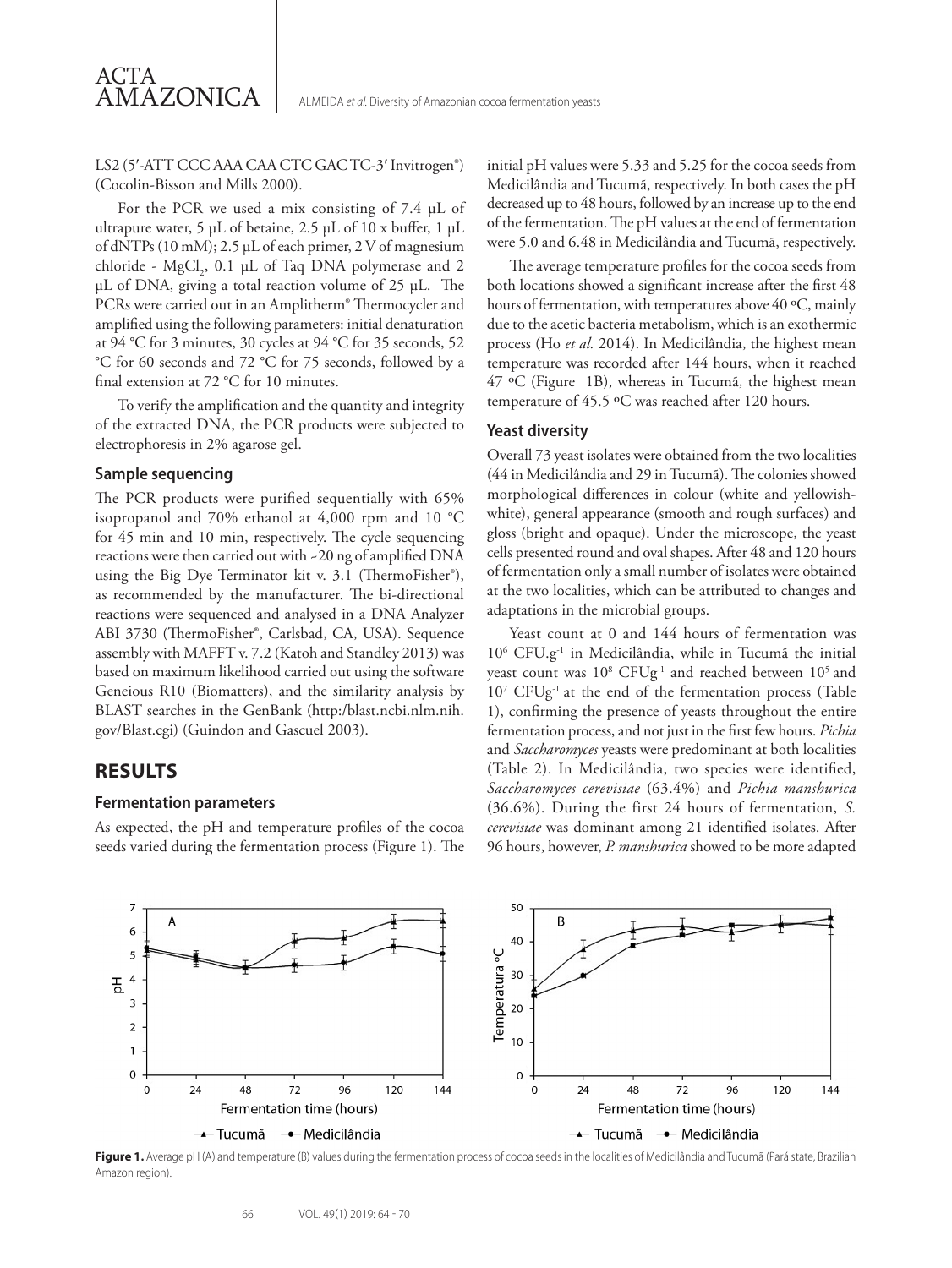LS2 (5′-ATT CCC AAA CAA CTC GAC TC-3′ Invitrogen®) (Cocolin-Bisson and Mills 2000).

For the PCR we used a mix consisting of 7.4 µL of ultrapure water, 5 µL of betaine, 2.5 µL of 10 x buffer, 1 µL of dNTPs (10 mM); 2.5 µL of each primer, 2 V of magnesium chloride - $MgCl_2$, 0.1 µL of Taq DNA polymerase and 2 µL of DNA, giving a total reaction volume of 25 µL. The PCRs were carried out in an Amplitherm® Thermocycler and amplified using the following parameters: initial denaturation at 94 °C for 3 minutes, 30 cycles at 94 °C for 35 seconds, 52 °C for 60 seconds and 72 °C for 75 seconds, followed by a final extension at 72 °C for 10 minutes.

To verify the amplification and the quantity and integrity of the extracted DNA, the PCR products were subjected to electrophoresis in 2% agarose gel.

### Sample sequencing

The PCR products were purified sequentially with 65% isopropanol and 70% ethanol at 4,000 rpm and 10 °C for 45 min and 10 min, respectively. The cycle sequencing reactions were then carried out with ~20 ng of amplified DNA using the Big Dye Terminator kit v. 3.1 (ThermoFisher®), as recommended by the manufacturer. The bi-directional reactions were sequenced and analysed in a DNA Analyzer ABI 3730 (ThermoFisher®, Carlsbad, CA, USA). Sequence assembly with MAFFT v. 7.2 (Katoh and Standley 2013) was based on maximum likelihood carried out using the software Geneious R10 (Biomatters), and the similarity analysis by BLAST searches in the GenBank (http:/blast.ncbi.nlm.nih.gov/Blast.cgi) (Guindon and Gascuel 2003).

## RESULTS

### Fermentation parameters

As expected, the pH and temperature profiles of the cocoa seeds varied during the fermentation process (Figure 1). The initial pH values were 5.33 and 5.25 for the cocoa seeds from Medicilândia and Tucumã, respectively. In both cases the pH decreased up to 48 hours, followed by an increase up to the end of the fermentation. The pH values at the end of fermentation were 5.0 and 6.48 in Medicilândia and Tucumã, respectively.

The average temperature profiles for the cocoa seeds from both locations showed a significant increase after the first 48 hours of fermentation, with temperatures above 40 ºC, mainly due to the acetic bacteria metabolism, which is an exothermic process (Ho *et al.* 2014). In Medicilândia, the highest mean temperature was recorded after 144 hours, when it reached 47 ºC (Figure 1B), whereas in Tucumã, the highest mean temperature of 45.5 ºC was reached after 120 hours.

### Yeast diversity

Overall 73 yeast isolates were obtained from the two localities (44 in Medicilândia and 29 in Tucumã). The colonies showed morphological differences in colour (white and yellowish-white), general appearance (smooth and rough surfaces) and gloss (bright and opaque). Under the microscope, the yeast cells presented round and oval shapes. After 48 and 120 hours of fermentation only a small number of isolates were obtained at the two localities, which can be attributed to changes and adaptations in the microbial groups.

Yeast count at 0 and 144 hours of fermentation was $10^6$ $CFU.g^{-1}$ in Medicilândia, while in Tucumã the initial yeast count was $10^8$ $CFUg^{-1}$ and reached between $10^5$ and $10^7$ $CFUg^{-1}$ at the end of the fermentation process (Table 1), confirming the presence of yeasts throughout the entire fermentation process, and not just in the first few hours. *Pichia* and *Saccharomyces* yeasts were predominant at both localities (Table 2). In Medicilândia, two species were identified, *Saccharomyces cerevisiae* (63.4%) and *Pichia manshurica* (36.6%). During the first 24 hours of fermentation, *S. cerevisiae* was dominant among 21 identified isolates. After 96 hours, however, *P. manshurica* showed to be more adapted

**Figure 1.** Average pH (A) and temperature (B) values during the fermentation process of cocoa seeds in the localities of Medicilândia and Tucumã (Pará state, Brazilian Amazon region).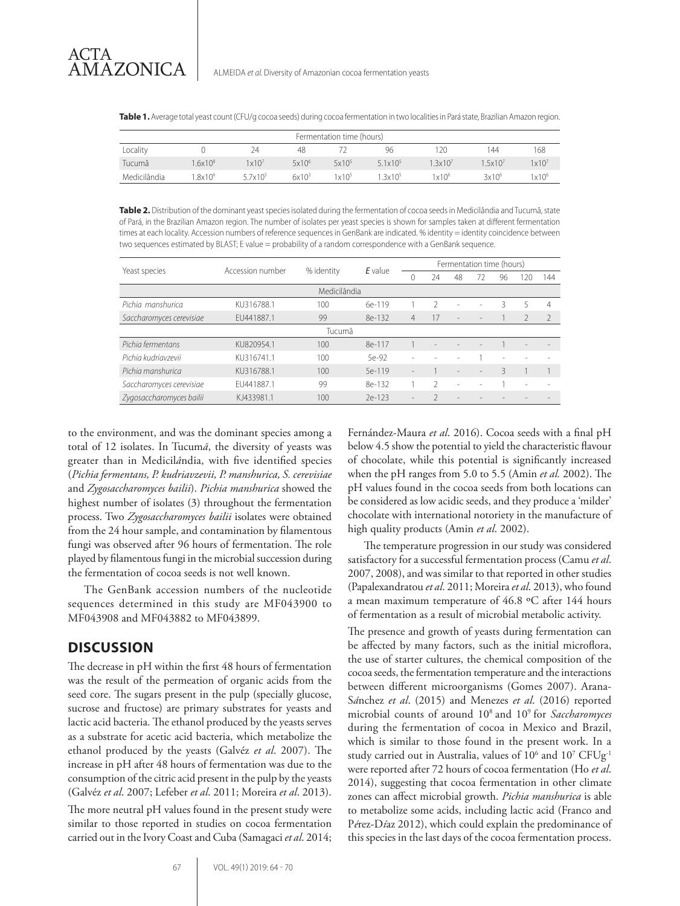**Table 1.** Average total yeast count (CFU/g cocoa seeds) during cocoa fermentation in two localities in Pará state, Brazilian Amazon region.

| | Fermentation time (hours) | | | | | | | |
|---|---|---|---|---|---|---|---|---|
| Locality | 0 | 24 | 48 | 72 | 96 | 120 | 144 | 168 |
| Tucumã | $1.6x10^8$ | $1x10^7$ | $5x10^6$ | $5x10^5$ | $5.1x10^5$ | $1.3x10^7$ | $1.5x10^7$ | $1x10^7$ |
| Medicilândia | $1.8x10^6$ | $5.7x10^5$ | $6x10^3$ | $1x10^5$ | $1.3x10^5$ | $1x10^6$ | $3x10^6$ | $1x10^6$ |

**Table 2.** Distribution of the dominant yeast species isolated during the fermentation of cocoa seeds in Medicilândia and Tucumã, state of Pará, in the Brazilian Amazon region. The number of isolates per yeast species is shown for samples taken at different fermentation times at each locality. Accession numbers of reference sequences in GenBank are indicated. % identity = identity coincidence between two sequences estimated by BLAST; E value = probability of a random correspondence with a GenBank sequence.

| Yeast species | Accession number | % identity | *E* value | Fermentation time (hours) | | | | | | |
|---|---|---|---|---|---|---|---|---|---|---|
| | | | | 0 | 24 | 48 | 72 | 96 | 120 | 144 |
| | | Medicilândia | | | | | | | | |
| *Pichia manshurica* | KU316788.1 | 100 | 6e-119 | 1 | 2 | - | - | 3 | 5 | 4 |
| *Saccharomyces cerevisiae* | EU441887.1 | 99 | 8e-132 | 4 | 17 | - | - | 1 | 2 | 2 |
| | | Tucumã | | | | | | | | |
| *Pichia fermentans* | KU820954.1 | 100 | 8e-117 | 1 | - | - | - | 1 | - | - |
| *Pichia kudriavzevii* | KU316741.1 | 100 | 5e-92 | - | - | - | 1 | - | - | - |
| *Pichia manshurica* | KU316788.1 | 100 | 5e-119 | - | 1 | - | - | 3 | 1 | 1 |
| *Saccharomyces cerevisiae* | EU441887.1 | 99 | 8e-132 | 1 | 2 | - | - | 1 | - | - |
| *Zygosaccharomyces bailii* | KJ433981.1 | 100 | 2e-123 | - | 2 | - | - | - | - | - |

to the environment, and was the dominant species among a total of 12 isolates. In Tucumã, the diversity of yeasts was greater than in Medicilândia, with five identified species (*Pichia fermentans, P. kudriavzevii, P. manshurica, S. cerevisiae* and *Zygosaccharomyces bailii*). *Pichia manshurica* showed the highest number of isolates (3) throughout the fermentation process. Two *Zygosaccharomyces bailii* isolates were obtained from the 24 hour sample, and contamination by filamentous fungi was observed after 96 hours of fermentation. The role played by filamentous fungi in the microbial succession during the fermentation of cocoa seeds is not well known.

The GenBank accession numbers of the nucleotide sequences determined in this study are MF043900 to MF043908 and MF043882 to MF043899.

## DISCUSSION

The decrease in pH within the first 48 hours of fermentation was the result of the permeation of organic acids from the seed core. The sugars present in the pulp (specially glucose, sucrose and fructose) are primary substrates for yeasts and lactic acid bacteria. The ethanol produced by the yeasts serves as a substrate for acetic acid bacteria, which metabolize the ethanol produced by the yeasts (Galvéz *et al*. 2007). The increase in pH after 48 hours of fermentation was due to the consumption of the citric acid present in the pulp by the yeasts (Galvéz *et al*. 2007; Lefeber *et al*. 2011; Moreira *et al*. 2013).

The more neutral pH values found in the present study were similar to those reported in studies on cocoa fermentation carried out in the Ivory Coast and Cuba (Samagaci *et al*. 2014; Fernández-Maura *et al*. 2016). Cocoa seeds with a final pH below 4.5 show the potential to yield the characteristic flavour of chocolate, while this potential is significantly increased when the pH ranges from 5.0 to 5.5 (Amin *et al.* 2002). The pH values found in the cocoa seeds from both locations can be considered as low acidic seeds, and they produce a 'milder' chocolate with international notoriety in the manufacture of high quality products (Amin *et al*. 2002).

The temperature progression in our study was considered satisfactory for a successful fermentation process (Camu *et al*. 2007, 2008), and was similar to that reported in other studies (Papalexandratou *et al*. 2011; Moreira *et al*. 2013), who found a mean maximum temperature of 46.8 ºC after 144 hours of fermentation as a result of microbial metabolic activity.

The presence and growth of yeasts during fermentation can be affected by many factors, such as the initial microflora, the use of starter cultures, the chemical composition of the cocoa seeds, the fermentation temperature and the interactions between different microorganisms (Gomes 2007). Arana-Sánchez *et al*. (2015) and Menezes *et al*. (2016) reported microbial counts of around $10^8$ and $10^9$ for *Saccharomyces* during the fermentation of cocoa in Mexico and Brazil, which is similar to those found in the present work. In a study carried out in Australia, values of $10^6$ and $10^7$ $CFUg^{-1}$ were reported after 72 hours of cocoa fermentation (Ho *et al*. 2014), suggesting that cocoa fermentation in other climate zones can affect microbial growth. *Pichia manshurica* is able to metabolize some acids, including lactic acid (Franco and Pérez-Díaz 2012), which could explain the predominance of this species in the last days of the cocoa fermentation process.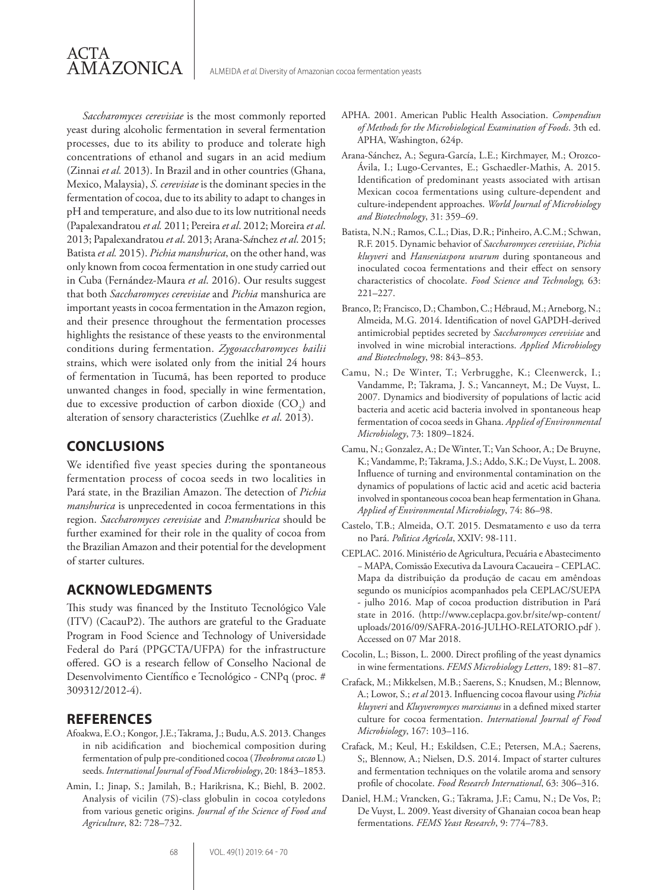*Saccharomyces cerevisiae* is the most commonly reported yeast during alcoholic fermentation in several fermentation processes, due to its ability to produce and tolerate high concentrations of ethanol and sugars in an acid medium (Zinnai *et al.* 2013). In Brazil and in other countries (Ghana, Mexico, Malaysia), *S. cerevisiae* is the dominant species in the fermentation of cocoa, due to its ability to adapt to changes in pH and temperature, and also due to its low nutritional needs (Papalexandratou *et al.* 2011; Pereira *et al*. 2012; Moreira *et al*. 2013; Papalexandratou *et al*. 2013; Arana-Sánchez *et al*. 2015; Batista *et al.* 2015). *Pichia manshurica*, on the other hand, was only known from cocoa fermentation in one study carried out in Cuba (Fernández-Maura *et al*. 2016). Our results suggest that both *Saccharomyces cerevisiae* and *Pichia* manshurica are important yeasts in cocoa fermentation in the Amazon region, and their presence throughout the fermentation processes highlights the resistance of these yeasts to the environmental conditions during fermentation. *Zygosaccharomyces bailii* strains, which were isolated only from the initial 24 hours of fermentation in Tucumã, has been reported to produce unwanted changes in food, specially in wine fermentation, due to excessive production of carbon dioxide ($CO_2$) and alteration of sensory characteristics (Zuehlke *et al*. 2013).

## CONCLUSIONS

We identified five yeast species during the spontaneous fermentation process of cocoa seeds in two localities in Pará state, in the Brazilian Amazon. The detection of *Pichia manshurica* is unprecedented in cocoa fermentations in this region. *Saccharomyces cerevisiae* and *P.manshurica* should be further examined for their role in the quality of cocoa from the Brazilian Amazon and their potential for the development of starter cultures.

## ACKNOWLEDGMENTS

This study was financed by the Instituto Tecnológico Vale (ITV) (CacauP2). The authors are grateful to the Graduate Program in Food Science and Technology of Universidade Federal do Pará (PPGCTA/UFPA) for the infrastructure offered. GO is a research fellow of Conselho Nacional de Desenvolvimento Científico e Tecnológico - CNPq (proc. # 309312/2012-4).

## REFERENCES

Afoakwa, E.O.; Kongor, J.E.; Takrama, J.; Budu, A.S. 2013. Changes in nib acidification and biochemical composition during fermentation of pulp pre-conditioned cocoa (*Theobroma cacao* L) seeds. *International Journal of Food Microbiology*, 20: 1843–1853.

Amin, I.; Jinap, S.; Jamilah, B.; Harikrisna, K.; Biehl, B. 2002. Analysis of vicilin (7S)-class globulin in cocoa cotyledons from various genetic origins. *Journal of the Science of Food and Agriculture*, 82: 728–732.

APHA. 2001. American Public Health Association. *Compendiun of Methods for the Microbiological Examination of Foods*. 3th ed. APHA, Washington, 624p.

Arana-Sánchez, A.; Segura-García, L.E.; Kirchmayer, M.; Orozco-Ávila, I.; Lugo-Cervantes, E.; Gschaedler-Mathis, A. 2015. Identification of predominant yeasts associated with artisan Mexican cocoa fermentations using culture-dependent and culture-independent approaches. *World Journal of Microbiology and Biotechnology*, 31: 359–69.

Batista, N.N.; Ramos, C.L.; Dias, D.R.; Pinheiro, A.C.M.; Schwan, R.F. 2015. Dynamic behavior of *Saccharomyces cerevisiae*, *Pichia kluyveri* and *Hanseniaspora uvarum* during spontaneous and inoculated cocoa fermentations and their effect on sensory characteristics of chocolate. *Food Science and Technology,* 63: 221–227.

Branco, P.; Francisco, D.; Chambon, C.; Hébraud, M.; Arneborg, N.; Almeida, M.G. 2014. Identification of novel GAPDH-derived antimicrobial peptides secreted by *Saccharomyces cerevisiae* and involved in wine microbial interactions. *Applied Microbiology and Biotechnology*, 98: 843–853.

Camu, N.; De Winter, T.; Verbrugghe, K.; Cleenwerck, I.; Vandamme, P.; Takrama, J. S.; Vancanneyt, M.; De Vuyst, L. 2007. Dynamics and biodiversity of populations of lactic acid bacteria and acetic acid bacteria involved in spontaneous heap fermentation of cocoa seeds in Ghana. *Applied of Environmental Microbiology*, 73: 1809–1824.

Camu, N.; Gonzalez, A.; De Winter, T.; Van Schoor, A.; De Bruyne, K.; Vandamme, P.; Takrama, J.S.; Addo, S.K.; De Vuyst, L. 2008. Influence of turning and environmental contamination on the dynamics of populations of lactic acid and acetic acid bacteria involved in spontaneous cocoa bean heap fermentation in Ghana. *Applied of Environmental Microbiology*, 74: 86–98.

Castelo, T.B.; Almeida, O.T. 2015. Desmatamento e uso da terra no Pará. *Política Agrícola*, XXIV: 98-111.

CEPLAC. 2016. Ministério de Agricultura, Pecuária e Abastecimento – MAPA, Comissão Executiva da Lavoura Cacaueira – CEPLAC. Mapa da distribuição da produção de cacau em amêndoas segundo os municípios acompanhados pela CEPLAC/SUEPA - julho 2016. Map of cocoa production distribution in Pará state in 2016. (http://www.ceplacpa.gov.br/site/wp-content/uploads/2016/09/SAFRA-2016-JULHO-RELATORIO.pdf ). Accessed on 07 Mar 2018.

Cocolin, L.; Bisson, L. 2000. Direct profiling of the yeast dynamics in wine fermentations. *FEMS Microbiology Letters*, 189: 81–87.

Crafack, M.; Mikkelsen, M.B.; Saerens, S.; Knudsen, M.; Blennow, A.; Lowor, S.; *et al* 2013. Influencing cocoa flavour using *Pichia kluyveri* and *Kluyveromyces marxianus* in a defined mixed starter culture for cocoa fermentation. *International Journal of Food Microbiology*, 167: 103–116.

Crafack, M.; Keul, H.; Eskildsen, C.E.; Petersen, M.A.; Saerens, S;, Blennow, A.; Nielsen, D.S. 2014. Impact of starter cultures and fermentation techniques on the volatile aroma and sensory profile of chocolate. *Food Research International*, 63: 306–316.

Daniel, H.M.; Vrancken, G.; Takrama, J.F.; Camu, N.; De Vos, P.; De Vuyst, L. 2009. Yeast diversity of Ghanaian cocoa bean heap fermentations. *FEMS Yeast Research*, 9: 774–783.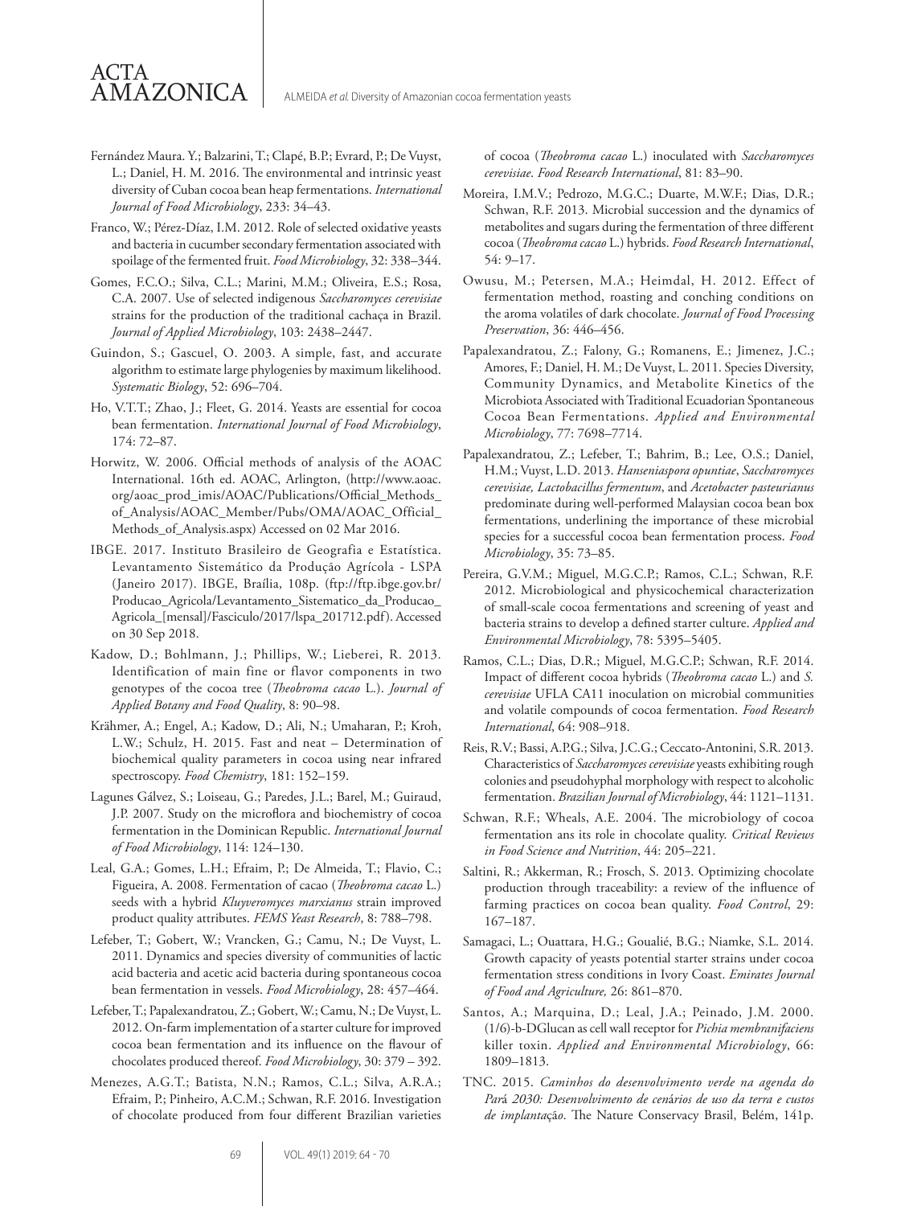Fernández Maura. Y.; Balzarini, T.; Clapé, B.P.; Evrard, P.; De Vuyst, L.; Daniel, H. M. 2016. The environmental and intrinsic yeast diversity of Cuban cocoa bean heap fermentations. *International Journal of Food Microbiology*, 233: 34–43.

Franco, W.; Pérez-Díaz, I.M. 2012. Role of selected oxidative yeasts and bacteria in cucumber secondary fermentation associated with spoilage of the fermented fruit. *Food Microbiology*, 32: 338–344.

Gomes, F.C.O.; Silva, C.L.; Marini, M.M.; Oliveira, E.S.; Rosa, C.A. 2007. Use of selected indigenous *Saccharomyces cerevisiae* strains for the production of the traditional cachaça in Brazil. *Journal of Applied Microbiology*, 103: 2438–2447.

Guindon, S.; Gascuel, O. 2003. A simple, fast, and accurate algorithm to estimate large phylogenies by maximum likelihood. *Systematic Biology*, 52: 696–704.

Ho, V.T.T.; Zhao, J.; Fleet, G. 2014. Yeasts are essential for cocoa bean fermentation. *International Journal of Food Microbiology*, 174: 72–87.

Horwitz, W. 2006. Official methods of analysis of the AOAC International. 16th ed. AOAC, Arlington, (http://www.aoac.org/aoac_prod_imis/AOAC/Publications/Official_Methods_of_Analysis/AOAC_Member/Pubs/OMA/AOAC_Official_Methods_of_Analysis.aspx) Accessed on 02 Mar 2016.

IBGE. 2017. Instituto Brasileiro de Geografia e Estatística. Levantamento Sistemático da Produção Agrícola - LSPA (Janeiro 2017). IBGE, Braília, 108p. (ftp://ftp.ibge.gov.br/Producao_Agricola/Levantamento_Sistematico_da_Producao_Agricola_[mensal]/Fasciculo/2017/lspa_201712.pdf). Accessed on 30 Sep 2018.

Kadow, D.; Bohlmann, J.; Phillips, W.; Lieberei, R. 2013. Identification of main fine or flavor components in two genotypes of the cocoa tree (*Theobroma cacao* L.). *Journal of Applied Botany and Food Quality*, 8: 90–98.

Krähmer, A.; Engel, A.; Kadow, D.; Ali, N.; Umaharan, P.; Kroh, L.W.; Schulz, H. 2015. Fast and neat – Determination of biochemical quality parameters in cocoa using near infrared spectroscopy. *Food Chemistry*, 181: 152–159.

Lagunes Gálvez, S.; Loiseau, G.; Paredes, J.L.; Barel, M.; Guiraud, J.P. 2007. Study on the microflora and biochemistry of cocoa fermentation in the Dominican Republic. *International Journal of Food Microbiology*, 114: 124–130.

Leal, G.A.; Gomes, L.H.; Efraim, P.; De Almeida, T.; Flavio, C.; Figueira, A. 2008. Fermentation of cacao (*Theobroma cacao* L.) seeds with a hybrid *Kluyveromyces marxianus* strain improved product quality attributes. *FEMS Yeast Research*, 8: 788–798.

Lefeber, T.; Gobert, W.; Vrancken, G.; Camu, N.; De Vuyst, L. 2011. Dynamics and species diversity of communities of lactic acid bacteria and acetic acid bacteria during spontaneous cocoa bean fermentation in vessels. *Food Microbiology*, 28: 457–464.

Lefeber, T.; Papalexandratou, Z.; Gobert, W.; Camu, N.; De Vuyst, L. 2012. On-farm implementation of a starter culture for improved cocoa bean fermentation and its influence on the flavour of chocolates produced thereof. *Food Microbiology*, 30: 379 – 392.

Menezes, A.G.T.; Batista, N.N.; Ramos, C.L.; Silva, A.R.A.; Efraim, P.; Pinheiro, A.C.M.; Schwan, R.F. 2016. Investigation of chocolate produced from four different Brazilian varieties of cocoa (*Theobroma cacao* L.) inoculated with *Saccharomyces cerevisiae*. *Food Research International*, 81: 83–90.

Moreira, I.M.V.; Pedrozo, M.G.C.; Duarte, M.W.F.; Dias, D.R.; Schwan, R.F. 2013. Microbial succession and the dynamics of metabolites and sugars during the fermentation of three different cocoa (*Theobroma cacao* L.) hybrids. *Food Research International*, 54: 9–17.

Owusu, M.; Petersen, M.A.; Heimdal, H. 2012. Effect of fermentation method, roasting and conching conditions on the aroma volatiles of dark chocolate. *Journal of Food Processing Preservation*, 36: 446–456.

Papalexandratou, Z.; Falony, G.; Romanens, E.; Jimenez, J.C.; Amores, F.; Daniel, H. M.; De Vuyst, L. 2011. Species Diversity, Community Dynamics, and Metabolite Kinetics of the Microbiota Associated with Traditional Ecuadorian Spontaneous Cocoa Bean Fermentations. *Applied and Environmental Microbiology*, 77: 7698–7714.

Papalexandratou, Z.; Lefeber, T.; Bahrim, B.; Lee, O.S.; Daniel, H.M.; Vuyst, L.D. 2013. *Hanseniaspora opuntiae*, *Saccharomyces cerevisiae, Lactobacillus fermentum*, and *Acetobacter pasteurianus* predominate during well-performed Malaysian cocoa bean box fermentations, underlining the importance of these microbial species for a successful cocoa bean fermentation process. *Food Microbiology*, 35: 73–85.

Pereira, G.V.M.; Miguel, M.G.C.P.; Ramos, C.L.; Schwan, R.F. 2012. Microbiological and physicochemical characterization of small-scale cocoa fermentations and screening of yeast and bacteria strains to develop a defined starter culture. *Applied and Environmental Microbiology*, 78: 5395–5405.

Ramos, C.L.; Dias, D.R.; Miguel, M.G.C.P.; Schwan, R.F. 2014. Impact of different cocoa hybrids (*Theobroma cacao* L.) and *S. cerevisiae* UFLA CA11 inoculation on microbial communities and volatile compounds of cocoa fermentation. *Food Research International*, 64: 908–918.

Reis, R.V.; Bassi, A.P.G.; Silva, J.C.G.; Ceccato-Antonini, S.R. 2013. Characteristics of *Saccharomyces cerevisiae* yeasts exhibiting rough colonies and pseudohyphal morphology with respect to alcoholic fermentation. *Brazilian Journal of Microbiology*, 44: 1121–1131.

Schwan, R.F.; Wheals, A.E. 2004. The microbiology of cocoa fermentation ans its role in chocolate quality. *Critical Reviews in Food Science and Nutrition*, 44: 205–221.

Saltini, R.; Akkerman, R.; Frosch, S. 2013. Optimizing chocolate production through traceability: a review of the influence of farming practices on cocoa bean quality. *Food Control*, 29: 167–187.

Samagaci, L.; Ouattara, H.G.; Goualié, B.G.; Niamke, S.L. 2014. Growth capacity of yeasts potential starter strains under cocoa fermentation stress conditions in Ivory Coast. *Emirates Journal of Food and Agriculture,* 26: 861–870.

Santos, A.; Marquina, D.; Leal, J.A.; Peinado, J.M. 2000. (1/6)-b-DGlucan as cell wall receptor for *Pichia membranifaciens* killer toxin. *Applied and Environmental Microbiology*, 66: 1809–1813.

TNC. 2015. *Caminhos do desenvolvimento verde na agenda do Pará 2030: Desenvolvimento de cenários de uso da terra e custos de implantação*. The Nature Conservacy Brasil, Belém, 141p.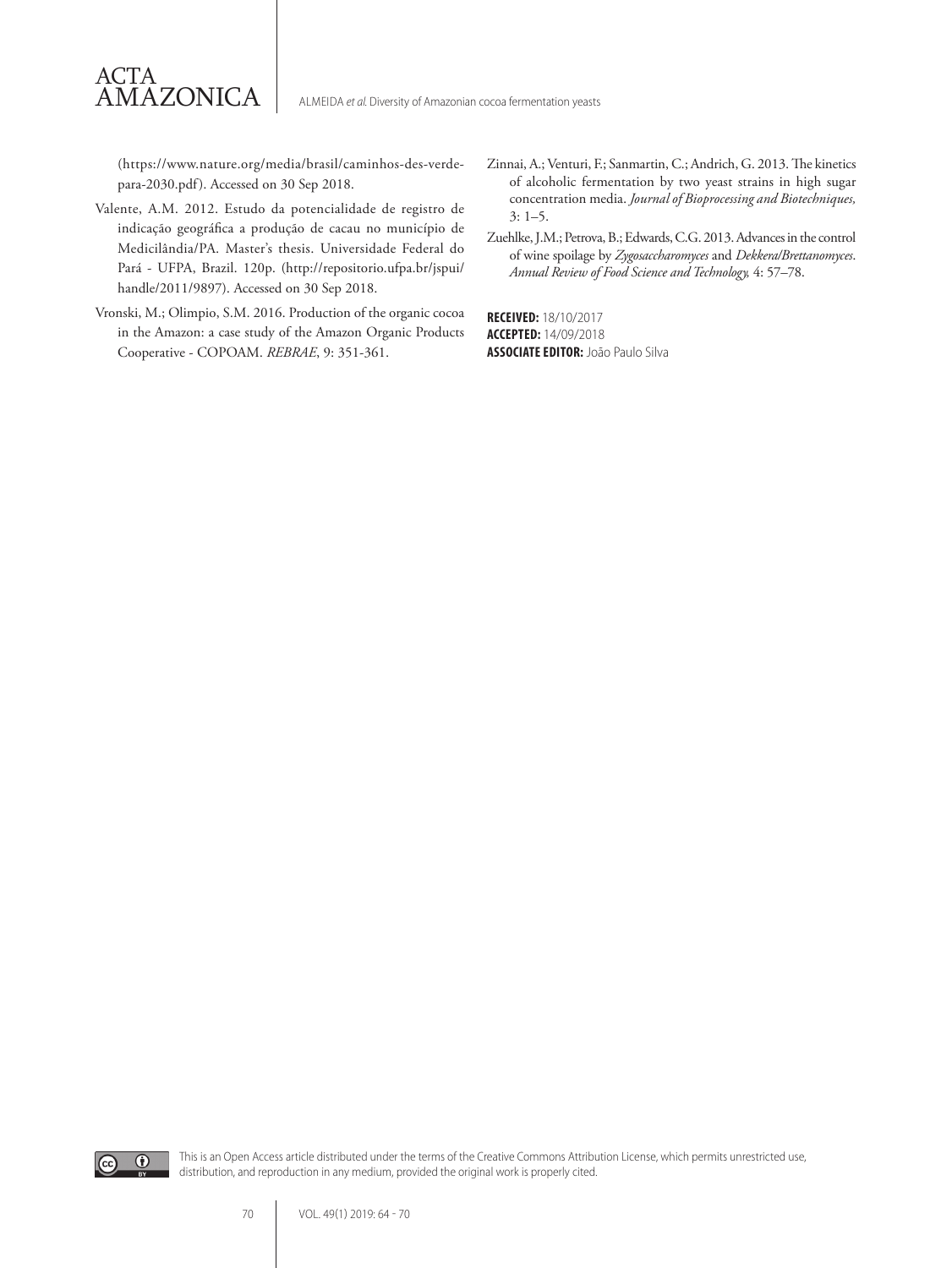(https://www.nature.org/media/brasil/caminhos-des-verde-para-2030.pdf). Accessed on 30 Sep 2018.

Valente, A.M. 2012. Estudo da potencialidade de registro de indicação geográfica a produção de cacau no município de Medicilândia/PA. Master's thesis. Universidade Federal do Pará - UFPA, Brazil. 120p. (http://repositorio.ufpa.br/jspui/handle/2011/9897). Accessed on 30 Sep 2018.

Vronski, M.; Olimpio, S.M. 2016. Production of the organic cocoa in the Amazon: a case study of the Amazon Organic Products Cooperative - COPOAM. *REBRAE*, 9: 351-361.

Zinnai, A.; Venturi, F.; Sanmartin, C.; Andrich, G. 2013. The kinetics of alcoholic fermentation by two yeast strains in high sugar concentration media. *Journal of Bioprocessing and Biotechniques,* 3: 1–5.

Zuehlke, J.M.; Petrova, B.; Edwards, C.G. 2013. Advances in the control of wine spoilage by *Zygosaccharomyces* and *Dekkera/Brettanomyces*. *Annual Review of Food Science and Technology,* 4: 57–78.

**RECEIVED:** 18/10/2017
**ACCEPTED:** 14/09/2018
**ASSOCIATE EDITOR:** João Paulo Silva

This is an Open Access article distributed under the terms of the Creative Commons Attribution License, which permits unrestricted use, distribution, and reproduction in any medium, provided the original work is properly cited.